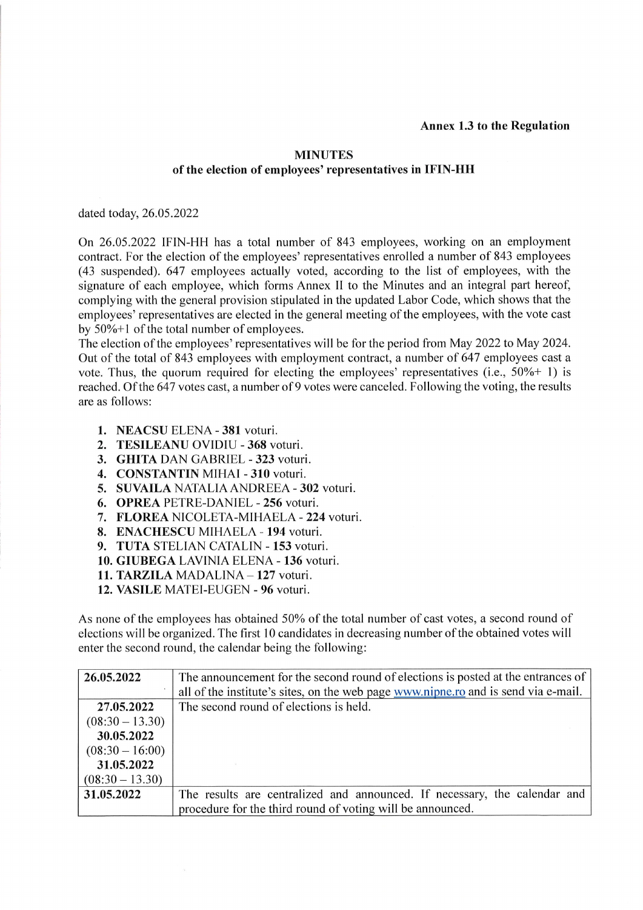**Annex 1.3 to the Regulation**

**MINUTES**
**of the election of employees' representatives in IFIN-HH**

dated today, 26.05.2022

On 26.05.2022 IFIN-HH has a total number of 843 employees, working on an employment contract. For the election of the employees' representatives enrolled a number of 843 employees (43 suspended). 647 employees actually voted, according to the list of employees, with the signature of each employee, which forms Annex II to the Minutes and an integral part hereof, complying with the general provision stipulated in the updated Labor Code, which shows that the employees' representatives are elected in the general meeting of the employees, with the vote cast by 50%+1 of the total number of employees.

The election of the employees' representatives will be for the period from May 2022 to May 2024. Out of the total of 843 employees with employment contract, a number of 647 employees cast a vote. Thus, the quorum required for electing the employees' representatives (i.e., 50%+ 1) is reached. Of the 647 votes cast, a number of 9 votes were canceled. Following the voting, the results are as follows:

1. **NEACSU** ELENA - **381** voturi.
2. **TESILEANU** OVIDIU - **368** voturi.
3. **GHITA** DAN GABRIEL - **323** voturi.
4. **CONSTANTIN** MIHAI - **310** voturi.
5. **SUVAILA** NATALIA ANDREEA - **302** voturi.
6. **OPREA** PETRE-DANIEL - **256** voturi.
7. **FLOREA** NICOLETA-MIHAELA - **224** voturi.
8. **ENACHESCU** MIHAELA - **194** voturi.
9. **TUTA** STELIAN CATALIN - **153** voturi.
10. **GIUBEGA** LAVINIA ELENA - **136** voturi.
11. **TARZILA** MADALINA – **127** voturi.
12. **VASILE** MATEI-EUGEN - **96** voturi.

As none of the employees has obtained 50% of the total number of cast votes, a second round of elections will be organized. The first 10 candidates in decreasing number of the obtained votes will enter the second round, the calendar being the following:

| | |
|---|---|
| **26.05.2022** | The announcement for the second round of elections is posted at the entrances of all of the institute's sites, on the web page www.nipne.ro and is send via e-mail. |
| **27.05.2022** (08:30 – 13.30) **30.05.2022** (08:30 – 16:00) **31.05.2022** (08:30 – 13.30) | The second round of elections is held. |
| **31.05.2022** | The results are centralized and announced. If necessary, the calendar and procedure for the third round of voting will be announced. |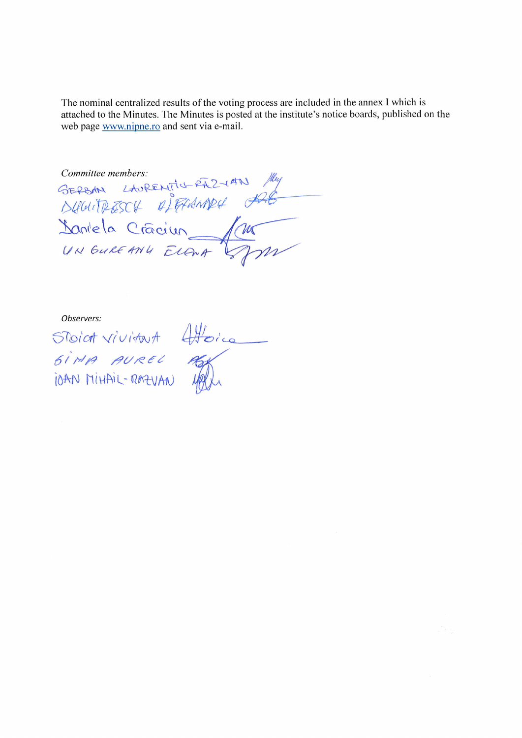The nominal centralized results of the voting process are included in the annex I which is attached to the Minutes. The Minutes is posted at the institute's notice boards, published on the web page [www.nipne.ro](http://www.nipne.ro) and sent via e-mail.

*Committee members:*

SERBAN LAURENTIU-RAZVAN

DUMITRESCU ALEXANDRU

Daniela Crăciun

UNGUREANU ELENA

*Observers:*

STOICA VIVIANA

SIMA AUREL

IOAN MIHAIL-RAZVAN